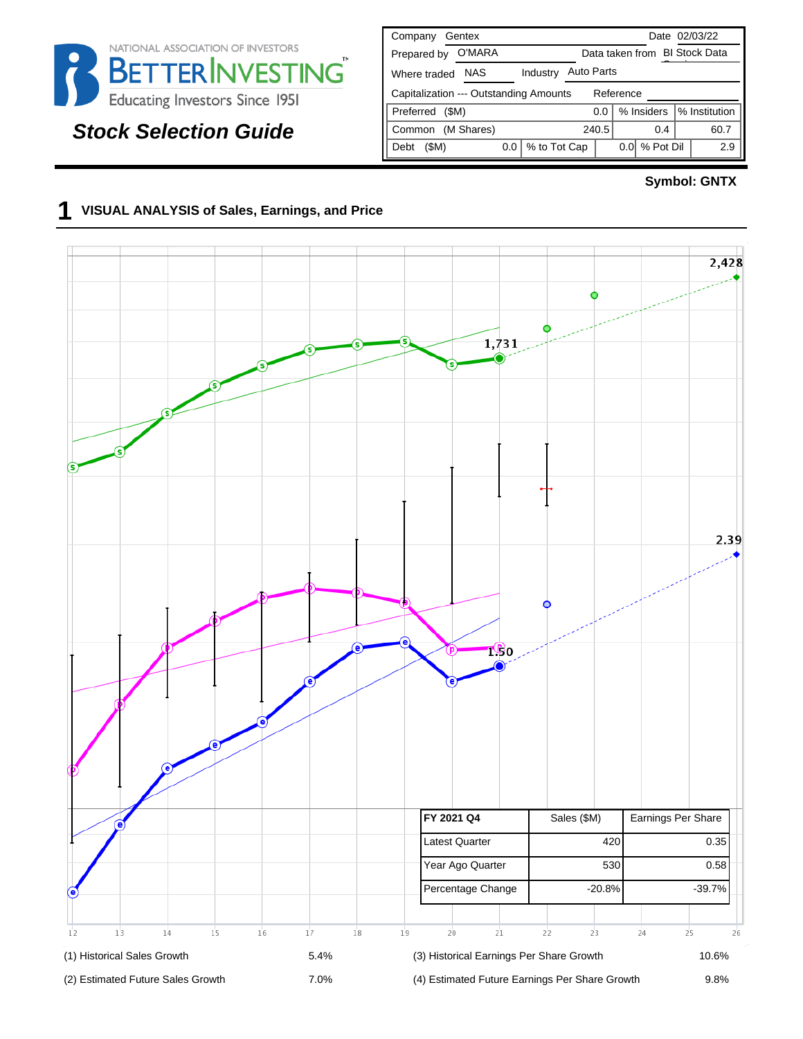NATIONAL ASSOCIATION OF INVESTORS
BETTERINVESTING™
Educating Investors Since 1951

## Stock Selection Guide

| Company | Gentex | | | Date | 02/03/22 |
|---|---|---|---|---|---|
| Prepared by | O'MARA | | | Data taken from | BI Stock Data |
| Where traded | NAS | Industry | Auto Parts | | |
| Capitalization --- Outstanding Amounts | | | | Reference | |
| Preferred ($M) | 0.0 | % Insiders | | % Institution | |
| Common (M Shares) | 240.5 | 0.4 | | 60.7 | |
| Debt ($M) | 0.0 | % to Tot Cap | 0.0 | % Pot Dil | 2.9 |

**Symbol: GNTX**

## 1 VISUAL ANALYSIS of Sales, Earnings, and Price

Chart labels: 2,428; 1,731; 2.39; 1.50. X-axis: 12, 13, 14, 15, 16, 17, 18, 19, 20, 21, 22, 23, 24, 25, 26

| FY 2021 Q4 | Sales ($M) | Earnings Per Share |
|---|---|---|
| Latest Quarter | 420 | 0.35 |
| Year Ago Quarter | 530 | 0.58 |
| Percentage Change | -20.8% | -39.7% |

| | | | |
|---|---|---|---|
| (1) Historical Sales Growth | 5.4% | (3) Historical Earnings Per Share Growth | 10.6% |
| (2) Estimated Future Sales Growth | 7.0% | (4) Estimated Future Earnings Per Share Growth | 9.8% |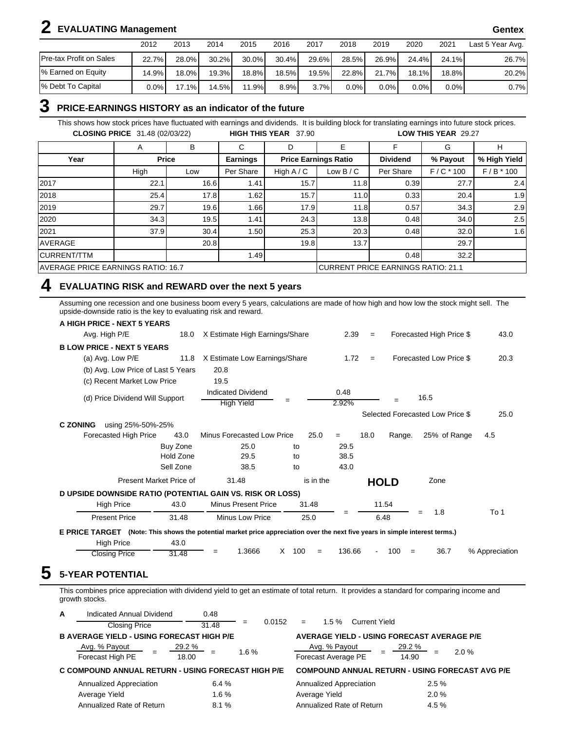# 2 EVALUATING Management

**Gentex**

| | 2012 | 2013 | 2014 | 2015 | 2016 | 2017 | 2018 | 2019 | 2020 | 2021 | Last 5 Year Avg. |
|---|---|---|---|---|---|---|---|---|---|---|---|
| Pre-tax Profit on Sales | 22.7% | 28.0% | 30.2% | 30.0% | 30.4% | 29.6% | 28.5% | 26.9% | 24.4% | 24.1% | 26.7% |
| % Earned on Equity | 14.9% | 18.0% | 19.3% | 18.8% | 18.5% | 19.5% | 22.8% | 21.7% | 18.1% | 18.8% | 20.2% |
| % Debt To Capital | 0.0% | 17.1% | 14.5% | 11.9% | 8.9% | 3.7% | 0.0% | 0.0% | 0.0% | 0.0% | 0.7% |

# 3 PRICE-EARNINGS HISTORY as an indicator of the future

This shows how stock prices have fluctuated with earnings and dividends. It is building block for translating earnings into future stock prices.

**CLOSING PRICE** 31.48 (02/03/22) **HIGH THIS YEAR** 37.90 **LOW THIS YEAR** 29.27

| | A | B | C | D | E | F | G | H |
|---|---|---|---|---|---|---|---|---|
| **Year** | **Price** | | **Earnings** | **Price Earnings Ratio** | | **Dividend** | **% Payout** | **% High Yield** |
| | High | Low | Per Share | High A / C | Low B / C | Per Share | F / C * 100 | F / B * 100 |
| 2017 | 22.1 | 16.6 | 1.41 | 15.7 | 11.8 | 0.39 | 27.7 | 2.4 |
| 2018 | 25.4 | 17.8 | 1.62 | 15.7 | 11.0 | 0.33 | 20.4 | 1.9 |
| 2019 | 29.7 | 19.6 | 1.66 | 17.9 | 11.8 | 0.57 | 34.3 | 2.9 |
| 2020 | 34.3 | 19.5 | 1.41 | 24.3 | 13.8 | 0.48 | 34.0 | 2.5 |
| 2021 | 37.9 | 30.4 | 1.50 | 25.3 | 20.3 | 0.48 | 32.0 | 1.6 |
| AVERAGE | | 20.8 | | 19.8 | 13.7 | | 29.7 | |
| CURRENT/TTM | | | 1.49 | | | 0.48 | 32.2 | |
| AVERAGE PRICE EARNINGS RATIO: 16.7 | | | | | CURRENT PRICE EARNINGS RATIO: 21.1 | | | |

# 4 EVALUATING RISK and REWARD over the next 5 years

Assuming one recession and one business boom every 5 years, calculations are made of how high and how low the stock might sell. The upside-downside ratio is the key to evaluating risk and reward.

**A HIGH PRICE - NEXT 5 YEARS**

Avg. High P/E 18.0 X Estimate High Earnings/Share 2.39 = Forecasted High Price $ 43.0

**B LOW PRICE - NEXT 5 YEARS**

(a) Avg. Low P/E 11.8 X Estimate Low Earnings/Share 1.72 = Forecasted Low Price $ 20.3

(b) Avg. Low Price of Last 5 Years 20.8

(c) Recent Market Low Price 19.5

(d) Price Dividend Will Support $\frac{\text{Indicated Dividend}}{\text{High Yield}} = \frac{0.48}{2.92\%} = 16.5$

Selected Forecasted Low Price $ 25.0

**C ZONING** using 25%-50%-25%

Forecasted High Price 43.0 Minus Forecasted Low Price 25.0 = 18.0 Range. 25% of Range 4.5

| | | | |
|---|---|---|---|
| Buy Zone | 25.0 | to | 29.5 |
| Hold Zone | 29.5 | to | 38.5 |
| Sell Zone | 38.5 | to | 43.0 |

Present Market Price of 31.48 is in the **HOLD** Zone

**D UPSIDE DOWNSIDE RATIO (POTENTIAL GAIN VS. RISK OR LOSS)**

$\frac{\text{High Price } 43.0 \text{ Minus Present Price } 31.48}{\text{Present Price } 31.48 \text{ Minus Low Price } 25.0} = \frac{11.54}{6.48} = 1.8$ To 1

**E PRICE TARGET** **(Note: This shows the potential market price appreciation over the next five years in simple interest terms.)**

$\frac{\text{High Price } 43.0}{\text{Closing Price } 31.48} = 1.3666 \times 100 = 136.66 - 100 = 36.7$ % Appreciation

# 5 5-YEAR POTENTIAL

This combines price appreciation with dividend yield to get an estimate of total return. It provides a standard for comparing income and growth stocks.

**A** $\frac{\text{Indicated Annual Dividend } 0.48}{\text{Closing Price } 31.48} = 0.0152 = 1.5\%$ Current Yield

**B AVERAGE YIELD - USING FORECAST HIGH P/E**

$\frac{\text{Avg. \% Payout}}{\text{Forecast High PE}} = \frac{29.2\%}{18.00} = 1.6\%$

**AVERAGE YIELD - USING FORECAST AVERAGE P/E**

$\frac{\text{Avg. \% Payout}}{\text{Forecast Average PE}} = \frac{29.2\%}{14.90} = 2.0\%$

**C COMPOUND ANNUAL RETURN - USING FORECAST HIGH P/E**

| | |
|---|---|
| Annualized Appreciation | 6.4 % |
| Average Yield | 1.6 % |
| Annualized Rate of Return | 8.1 % |

**COMPOUND ANNUAL RETURN - USING FORECAST AVG P/E**

| | |
|---|---|
| Annualized Appreciation | 2.5 % |
| Average Yield | 2.0 % |
| Annualized Rate of Return | 4.5 % |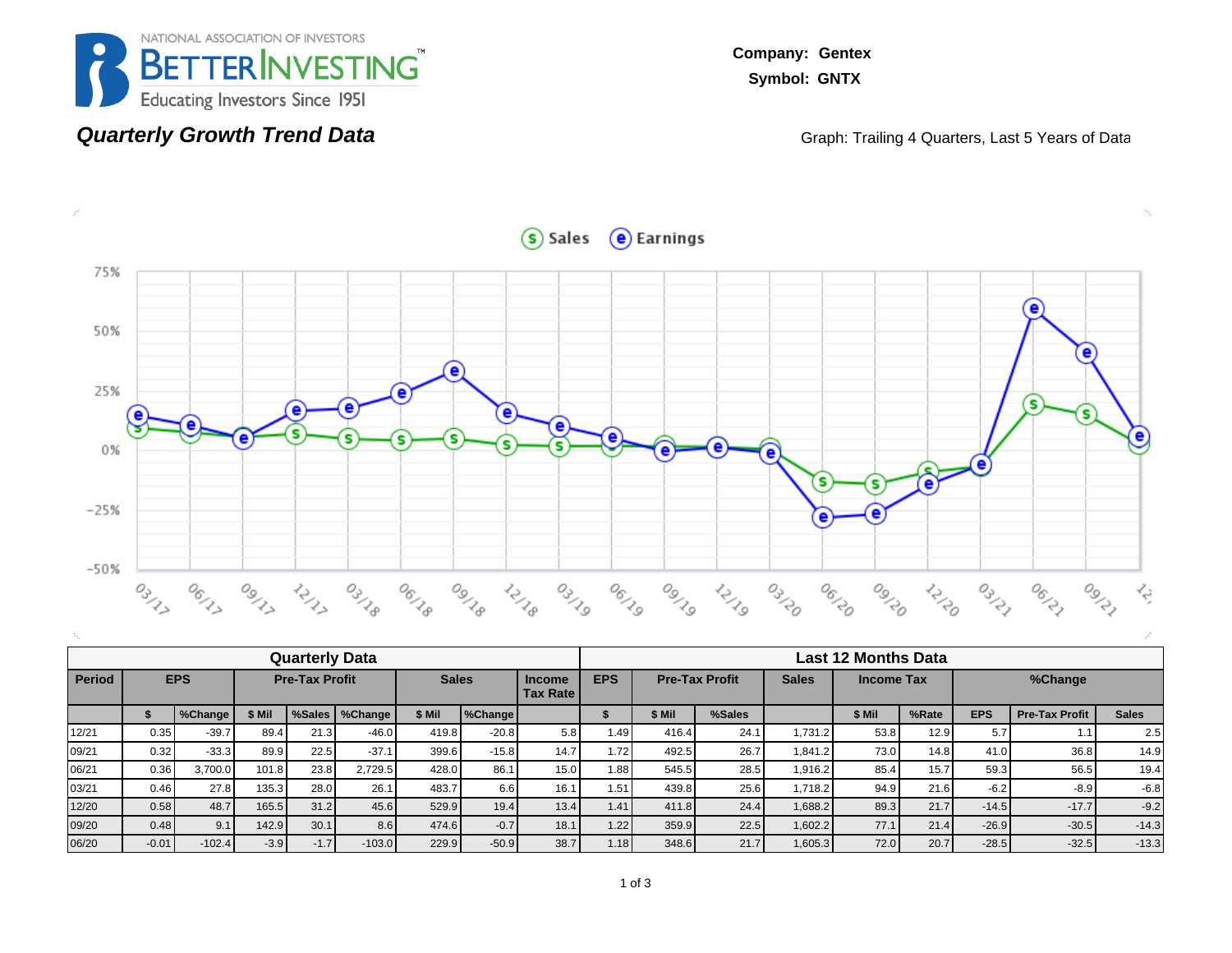NATIONAL ASSOCIATION OF INVESTORS
BETTERINVESTING™
Educating Investors Since 1951

**Company: Gentex**
**Symbol: GNTX**

## *Quarterly Growth Trend Data*

Graph: Trailing 4 Quarters, Last 5 Years of Data

| Quarterly Data | | | | | | | | | Last 12 Months Data | | | | | | | | | |
|---|---|---|---|---|---|---|---|---|---|---|---|---|---|---|---|---|---|---|
| **Period** | **EPS** | | **Pre-Tax Profit** | | | **Sales** | | **Income Tax Rate** | **EPS** | **Pre-Tax Profit** | | **Sales** | **Income Tax** | | **%Change** | | | |
| | **$** | **%Change** | **$ Mil** | **%Sales** | **%Change** | **$ Mil** | **%Change** | | **$** | **$ Mil** | **%Sales** | | **$ Mil** | **%Rate** | **EPS** | **Pre-Tax Profit** | **Sales** | |
| 12/21 | 0.35 | -39.7 | 89.4 | 21.3 | -46.0 | 419.8 | -20.8 | 5.8 | 1.49 | 416.4 | 24.1 | 1,731.2 | 53.8 | 12.9 | 5.7 | 1.1 | 2.5 | |
| 09/21 | 0.32 | -33.3 | 89.9 | 22.5 | -37.1 | 399.6 | -15.8 | 14.7 | 1.72 | 492.5 | 26.7 | 1,841.2 | 73.0 | 14.8 | 41.0 | 36.8 | 14.9 | |
| 06/21 | 0.36 | 3,700.0 | 101.8 | 23.8 | 2,729.5 | 428.0 | 86.1 | 15.0 | 1.88 | 545.5 | 28.5 | 1,916.2 | 85.4 | 15.7 | 59.3 | 56.5 | 19.4 | |
| 03/21 | 0.46 | 27.8 | 135.3 | 28.0 | 26.1 | 483.7 | 6.6 | 16.1 | 1.51 | 439.8 | 25.6 | 1,718.2 | 94.9 | 21.6 | -6.2 | -8.9 | -6.8 | |
| 12/20 | 0.58 | 48.7 | 165.5 | 31.2 | 45.6 | 529.9 | 19.4 | 13.4 | 1.41 | 411.8 | 24.4 | 1,688.2 | 89.3 | 21.7 | -14.5 | -17.7 | -9.2 | |
| 09/20 | 0.48 | 9.1 | 142.9 | 30.1 | 8.6 | 474.6 | -0.7 | 18.1 | 1.22 | 359.9 | 22.5 | 1,602.2 | 77.1 | 21.4 | -26.9 | -30.5 | -14.3 | |
| 06/20 | -0.01 | -102.4 | -3.9 | -1.7 | -103.0 | 229.9 | -50.9 | 38.7 | 1.18 | 348.6 | 21.7 | 1,605.3 | 72.0 | 20.7 | -28.5 | -32.5 | -13.3 | |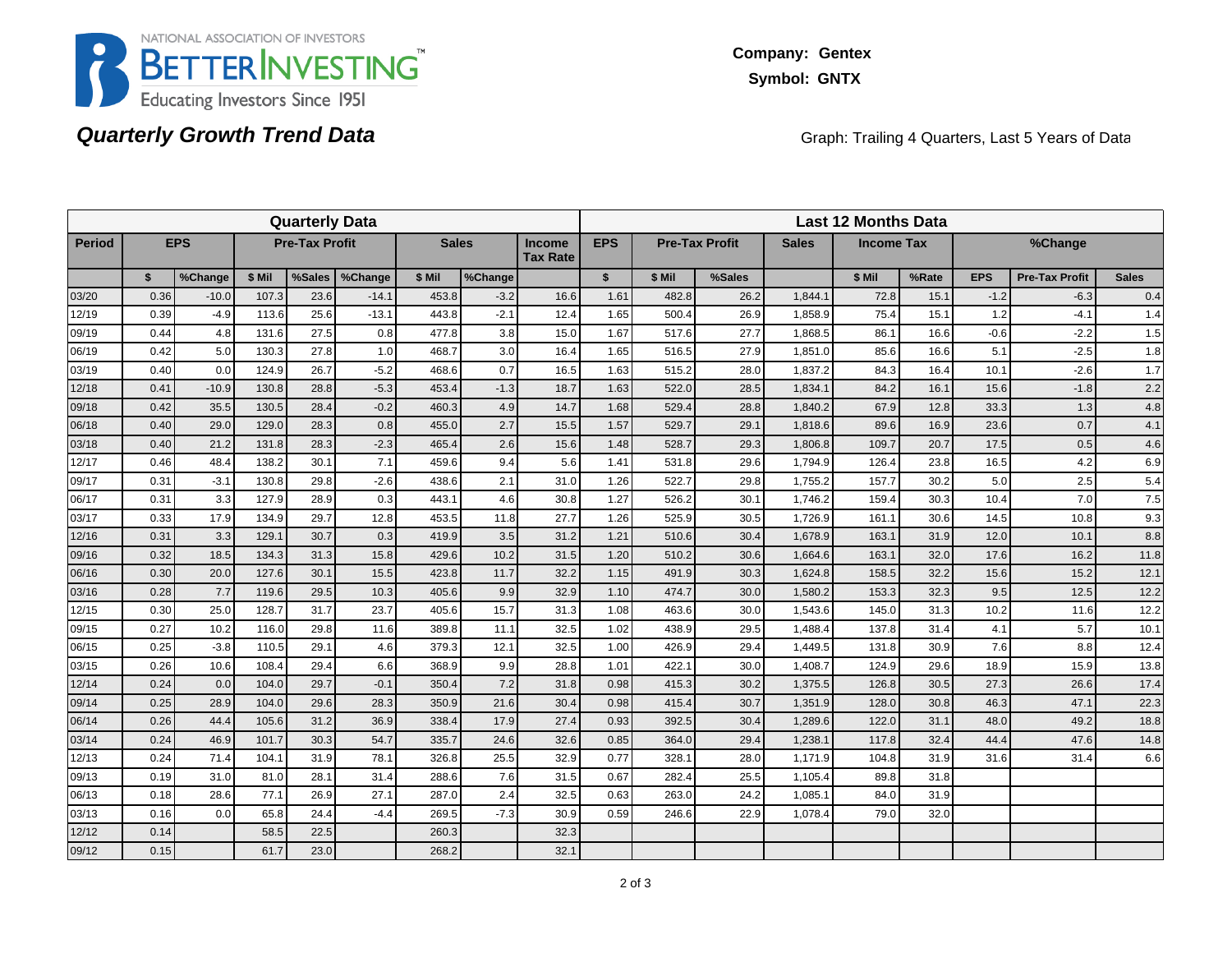NATIONAL ASSOCIATION OF INVESTORS
BETTERINVESTING™
Educating Investors Since 1951

**Company: Gentex**

**Symbol: GNTX**

## *Quarterly Growth Trend Data*

Graph: Trailing 4 Quarters, Last 5 Years of Data

| Quarterly Data | | | | | | | | | Last 12 Months Data | | | | | | | | |
|---|---|---|---|---|---|---|---|---|---|---|---|---|---|---|---|---|---|
| Period | EPS | | Pre-Tax Profit | | | Sales | | Income Tax Rate | EPS | Pre-Tax Profit | | Sales | Income Tax | | %Change | | |
| | $ | %Change | $ Mil | %Sales | %Change | $ Mil | %Change | | $ | $ Mil | %Sales | | $ Mil | %Rate | EPS | Pre-Tax Profit | Sales |
| 03/20 | 0.36 | -10.0 | 107.3 | 23.6 | -14.1 | 453.8 | -3.2 | 16.6 | 1.61 | 482.8 | 26.2 | 1,844.1 | 72.8 | 15.1 | -1.2 | -6.3 | 0.4 |
| 12/19 | 0.39 | -4.9 | 113.6 | 25.6 | -13.1 | 443.8 | -2.1 | 12.4 | 1.65 | 500.4 | 26.9 | 1,858.9 | 75.4 | 15.1 | 1.2 | -4.1 | 1.4 |
| 09/19 | 0.44 | 4.8 | 131.6 | 27.5 | 0.8 | 477.8 | 3.8 | 15.0 | 1.67 | 517.6 | 27.7 | 1,868.5 | 86.1 | 16.6 | -0.6 | -2.2 | 1.5 |
| 06/19 | 0.42 | 5.0 | 130.3 | 27.8 | 1.0 | 468.7 | 3.0 | 16.4 | 1.65 | 516.5 | 27.9 | 1,851.0 | 85.6 | 16.6 | 5.1 | -2.5 | 1.8 |
| 03/19 | 0.40 | 0.0 | 124.9 | 26.7 | -5.2 | 468.6 | 0.7 | 16.5 | 1.63 | 515.2 | 28.0 | 1,837.2 | 84.3 | 16.4 | 10.1 | -2.6 | 1.7 |
| 12/18 | 0.41 | -10.9 | 130.8 | 28.8 | -5.3 | 453.4 | -1.3 | 18.7 | 1.63 | 522.0 | 28.5 | 1,834.1 | 84.2 | 16.1 | 15.6 | -1.8 | 2.2 |
| 09/18 | 0.42 | 35.5 | 130.5 | 28.4 | -0.2 | 460.3 | 4.9 | 14.7 | 1.68 | 529.4 | 28.8 | 1,840.2 | 67.9 | 12.8 | 33.3 | 1.3 | 4.8 |
| 06/18 | 0.40 | 29.0 | 129.0 | 28.3 | 0.8 | 455.0 | 2.7 | 15.5 | 1.57 | 529.7 | 29.1 | 1,818.6 | 89.6 | 16.9 | 23.6 | 0.7 | 4.1 |
| 03/18 | 0.40 | 21.2 | 131.8 | 28.3 | -2.3 | 465.4 | 2.6 | 15.6 | 1.48 | 528.7 | 29.3 | 1,806.8 | 109.7 | 20.7 | 17.5 | 0.5 | 4.6 |
| 12/17 | 0.46 | 48.4 | 138.2 | 30.1 | 7.1 | 459.6 | 9.4 | 5.6 | 1.41 | 531.8 | 29.6 | 1,794.9 | 126.4 | 23.8 | 16.5 | 4.2 | 6.9 |
| 09/17 | 0.31 | -3.1 | 130.8 | 29.8 | -2.6 | 438.6 | 2.1 | 31.0 | 1.26 | 522.7 | 29.8 | 1,755.2 | 157.7 | 30.2 | 5.0 | 2.5 | 5.4 |
| 06/17 | 0.31 | 3.3 | 127.9 | 28.9 | 0.3 | 443.1 | 4.6 | 30.8 | 1.27 | 526.2 | 30.1 | 1,746.2 | 159.4 | 30.3 | 10.4 | 7.0 | 7.5 |
| 03/17 | 0.33 | 17.9 | 134.9 | 29.7 | 12.8 | 453.5 | 11.8 | 27.7 | 1.26 | 525.9 | 30.5 | 1,726.9 | 161.1 | 30.6 | 14.5 | 10.8 | 9.3 |
| 12/16 | 0.31 | 3.3 | 129.1 | 30.7 | 0.3 | 419.9 | 3.5 | 31.2 | 1.21 | 510.6 | 30.4 | 1,678.9 | 163.1 | 31.9 | 12.0 | 10.1 | 8.8 |
| 09/16 | 0.32 | 18.5 | 134.3 | 31.3 | 15.8 | 429.6 | 10.2 | 31.5 | 1.20 | 510.2 | 30.6 | 1,664.6 | 163.1 | 32.0 | 17.6 | 16.2 | 11.8 |
| 06/16 | 0.30 | 20.0 | 127.6 | 30.1 | 15.5 | 423.8 | 11.7 | 32.2 | 1.15 | 491.9 | 30.3 | 1,624.8 | 158.5 | 32.2 | 15.6 | 15.2 | 12.1 |
| 03/16 | 0.28 | 7.7 | 119.6 | 29.5 | 10.3 | 405.6 | 9.9 | 32.9 | 1.10 | 474.7 | 30.0 | 1,580.2 | 153.3 | 32.3 | 9.5 | 12.5 | 12.2 |
| 12/15 | 0.30 | 25.0 | 128.7 | 31.7 | 23.7 | 405.6 | 15.7 | 31.3 | 1.08 | 463.6 | 30.0 | 1,543.6 | 145.0 | 31.3 | 10.2 | 11.6 | 12.2 |
| 09/15 | 0.27 | 10.2 | 116.0 | 29.8 | 11.6 | 389.8 | 11.1 | 32.5 | 1.02 | 438.9 | 29.5 | 1,488.4 | 137.8 | 31.4 | 4.1 | 5.7 | 10.1 |
| 06/15 | 0.25 | -3.8 | 110.5 | 29.1 | 4.6 | 379.3 | 12.1 | 32.5 | 1.00 | 426.9 | 29.4 | 1,449.5 | 131.8 | 30.9 | 7.6 | 8.8 | 12.4 |
| 03/15 | 0.26 | 10.6 | 108.4 | 29.4 | 6.6 | 368.9 | 9.9 | 28.8 | 1.01 | 422.1 | 30.0 | 1,408.7 | 124.9 | 29.6 | 18.9 | 15.9 | 13.8 |
| 12/14 | 0.24 | 0.0 | 104.0 | 29.7 | -0.1 | 350.4 | 7.2 | 31.8 | 0.98 | 415.3 | 30.2 | 1,375.5 | 126.8 | 30.5 | 27.3 | 26.6 | 17.4 |
| 09/14 | 0.25 | 28.9 | 104.0 | 29.6 | 28.3 | 350.9 | 21.6 | 30.4 | 0.98 | 415.4 | 30.7 | 1,351.9 | 128.0 | 30.8 | 46.3 | 47.1 | 22.3 |
| 06/14 | 0.26 | 44.4 | 105.6 | 31.2 | 36.9 | 338.4 | 17.9 | 27.4 | 0.93 | 392.5 | 30.4 | 1,289.6 | 122.0 | 31.1 | 48.0 | 49.2 | 18.8 |
| 03/14 | 0.24 | 46.9 | 101.7 | 30.3 | 54.7 | 335.7 | 24.6 | 32.6 | 0.85 | 364.0 | 29.4 | 1,238.1 | 117.8 | 32.4 | 44.4 | 47.6 | 14.8 |
| 12/13 | 0.24 | 71.4 | 104.1 | 31.9 | 78.1 | 326.8 | 25.5 | 32.9 | 0.77 | 328.1 | 28.0 | 1,171.9 | 104.8 | 31.9 | 31.6 | 31.4 | 6.6 |
| 09/13 | 0.19 | 31.0 | 81.0 | 28.1 | 31.4 | 288.6 | 7.6 | 31.5 | 0.67 | 282.4 | 25.5 | 1,105.4 | 89.8 | 31.8 | | | |
| 06/13 | 0.18 | 28.6 | 77.1 | 26.9 | 27.1 | 287.0 | 2.4 | 32.5 | 0.63 | 263.0 | 24.2 | 1,085.1 | 84.0 | 31.9 | | | |
| 03/13 | 0.16 | 0.0 | 65.8 | 24.4 | -4.4 | 269.5 | -7.3 | 30.9 | 0.59 | 246.6 | 22.9 | 1,078.4 | 79.0 | 32.0 | | | |
| 12/12 | 0.14 | | 58.5 | 22.5 | | 260.3 | | 32.3 | | | | | | | | | |
| 09/12 | 0.15 | | 61.7 | 23.0 | | 268.2 | | 32.1 | | | | | | | | | |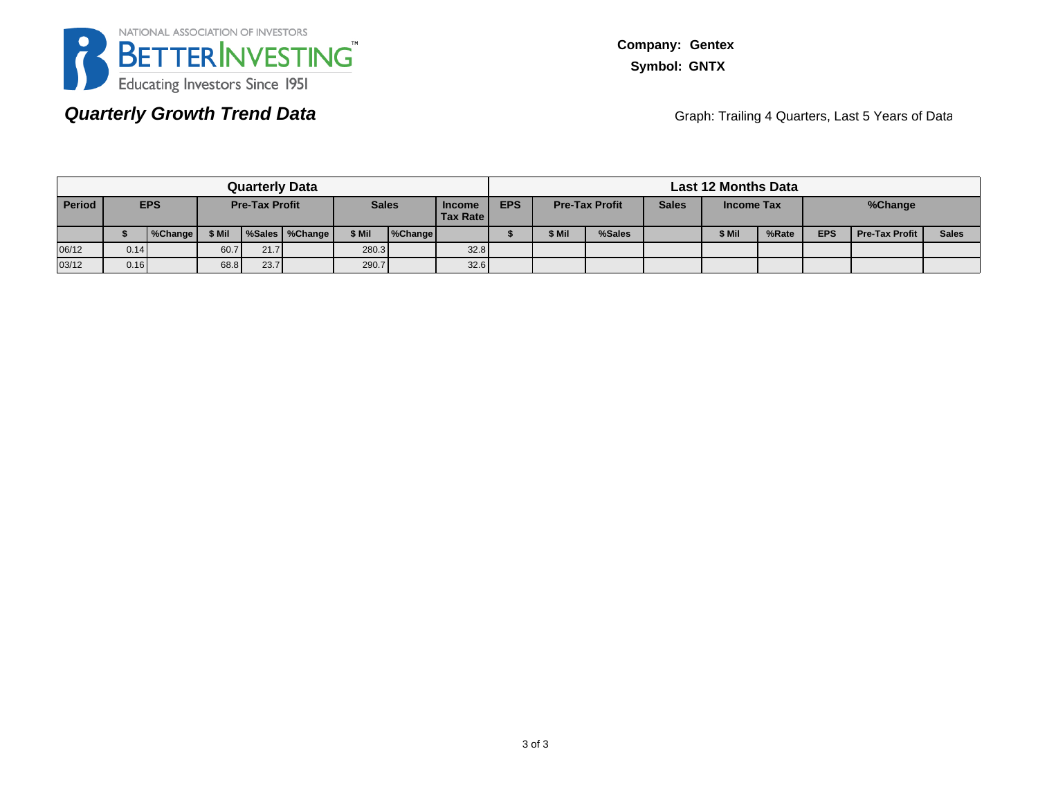NATIONAL ASSOCIATION OF INVESTORS
BETTERINVESTING™
Educating Investors Since 1951

**Company: Gentex**
**Symbol: GNTX**

## *Quarterly Growth Trend Data*

Graph: Trailing 4 Quarters, Last 5 Years of Data

| Quarterly Data | | | | | | | | | Last 12 Months Data | | | | | | | | | |
|---|---|---|---|---|---|---|---|---|---|---|---|---|---|---|---|---|---|---|
| Period | EPS | | Pre-Tax Profit | | | Sales | | Income Tax Rate | EPS | Pre-Tax Profit | | Sales | Income Tax | | %Change | | |
| | $ | %Change | $ Mil | %Sales | %Change | $ Mil | %Change | | $ | $ Mil | %Sales | | $ Mil | %Rate | EPS | Pre-Tax Profit | Sales |
| 06/12 | 0.14 | | 60.7 | 21.7 | | 280.3 | | 32.8 | | | | | | | | | |
| 03/12 | 0.16 | | 68.8 | 23.7 | | 290.7 | | 32.6 | | | | | | | | | |